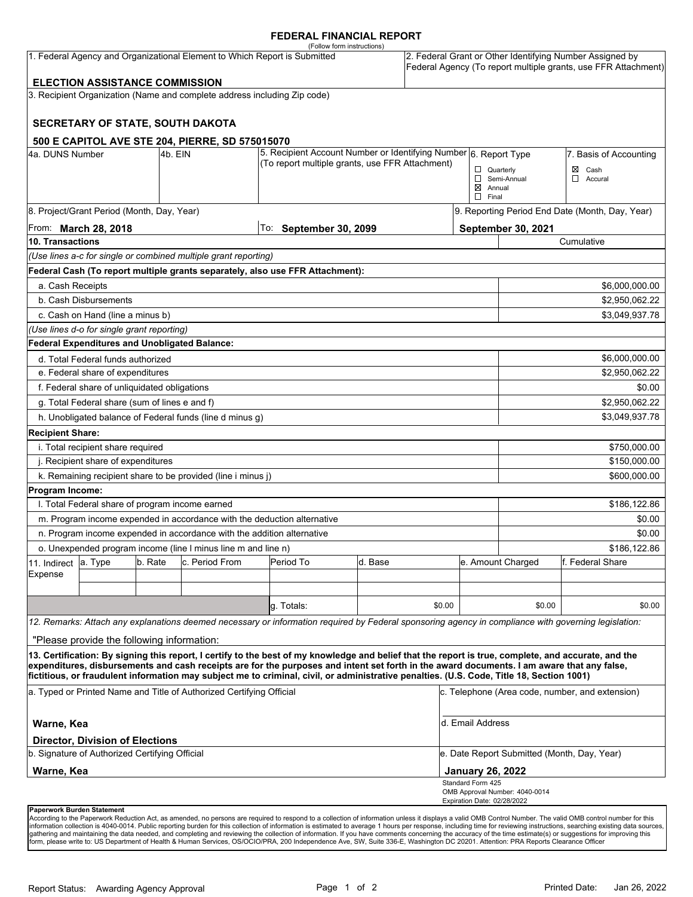# FEDERAL FINANCIAL REPORT

(Follow form instructions)

| 1. Federal Agency and Organizational Element to Which Report is Submitted | 2. Federal Grant or Other Identifying Number Assigned by Federal Agency (To report multiple grants, use FFR Attachment) |
|---|---|
| **ELECTION ASSISTANCE COMMISSION** | |

3. Recipient Organization (Name and complete address including Zip code)

**SECRETARY OF STATE, SOUTH DAKOTA**

**500 E CAPITOL AVE STE 204, PIERRE, SD 575015070**

| 4a. DUNS Number | 4b. EIN | 5. Recipient Account Number or Identifying Number (To report multiple grants, use FFR Attachment) | 6. Report Type | 7. Basis of Accounting |
|---|---|---|---|---|
| | | | ☐ Quarterly<br>☐ Semi-Annual<br>☒ Annual<br>☐ Final | ☒ Cash<br>☐ Accural |

| 8. Project/Grant Period (Month, Day, Year) | | 9. Reporting Period End Date (Month, Day, Year) |
|---|---|---|
| From: **March 28, 2018** | To: **September 30, 2099** | **September 30, 2021** |

| **10. Transactions** | Cumulative |
|---|---|
| *(Use lines a-c for single or combined multiple grant reporting)* | |
| **Federal Cash (To report multiple grants separately, also use FFR Attachment):** | |
| a. Cash Receipts | $6,000,000.00 |
| b. Cash Disbursements | $2,950,062.22 |
| c. Cash on Hand (line a minus b) | $3,049,937.78 |
| *(Use lines d-o for single grant reporting)* | |
| **Federal Expenditures and Unobligated Balance:** | |
| d. Total Federal funds authorized | $6,000,000.00 |
| e. Federal share of expenditures | $2,950,062.22 |
| f. Federal share of unliquidated obligations | $0.00 |
| g. Total Federal share (sum of lines e and f) | $2,950,062.22 |
| h. Unobligated balance of Federal funds (line d minus g) | $3,049,937.78 |
| **Recipient Share:** | |
| i. Total recipient share required | $750,000.00 |
| j. Recipient share of expenditures | $150,000.00 |
| k. Remaining recipient share to be provided (line i minus j) | $600,000.00 |
| **Program Income:** | |
| l. Total Federal share of program income earned | $186,122.86 |
| m. Program income expended in accordance with the deduction alternative | $0.00 |
| n. Program income expended in accordance with the addition alternative | $0.00 |
| o. Unexpended program income (line l minus line m and line n) | $186,122.86 |

| 11. Indirect Expense | a. Type | b. Rate | c. Period From | Period To | d. Base | e. Amount Charged | f. Federal Share |
|---|---|---|---|---|---|---|---|
| | | | | | | | |
| | | | | | | | |
| | | | | g. Totals: | $0.00 | $0.00 | $0.00 |

*12. Remarks: Attach any explanations deemed necessary or information required by Federal sponsoring agency in compliance with governing legislation:*

"Please provide the following information:

**13. Certification: By signing this report, I certify to the best of my knowledge and belief that the report is true, complete, and accurate, and the expenditures, disbursements and cash receipts are for the purposes and intent set forth in the award documents. I am aware that any false, fictitious, or fraudulent information may subject me to criminal, civil, or administrative penalties. (U.S. Code, Title 18, Section 1001)**

| a. Typed or Printed Name and Title of Authorized Certifying Official | c. Telephone (Area code, number, and extension) |
|---|---|
| **Warne, Kea**<br>**Director, Division of Elections** | d. Email Address |
| b. Signature of Authorized Certifying Official | e. Date Report Submitted (Month, Day, Year) |
| **Warne, Kea** | **January 26, 2022** |

Standard Form 425
OMB Approval Number: 4040-0014
Expiration Date: 02/28/2022

**Paperwork Burden Statement**
According to the Paperwork Reduction Act, as amended, no persons are required to respond to a collection of information unless it displays a valid OMB Control Number. The valid OMB control number for this information collection is 4040-0014. Public reporting burden for this collection of information is estimated to average 1 hours per response, including time for reviewing instructions, searching existing data sources, gathering and maintaining the data needed, and completing and reviewing the collection of information. If you have comments concerning the accuracy of the time estimate(s) or suggestions for improving this form, please write to: US Department of Health & Human Services, OS/OCIO/PRA, 200 Independence Ave, SW, Suite 336-E, Washington DC 20201. Attention: PRA Reports Clearance Officer

Report Status: Awarding Agency Approval

Printed Date: Jan 26, 2022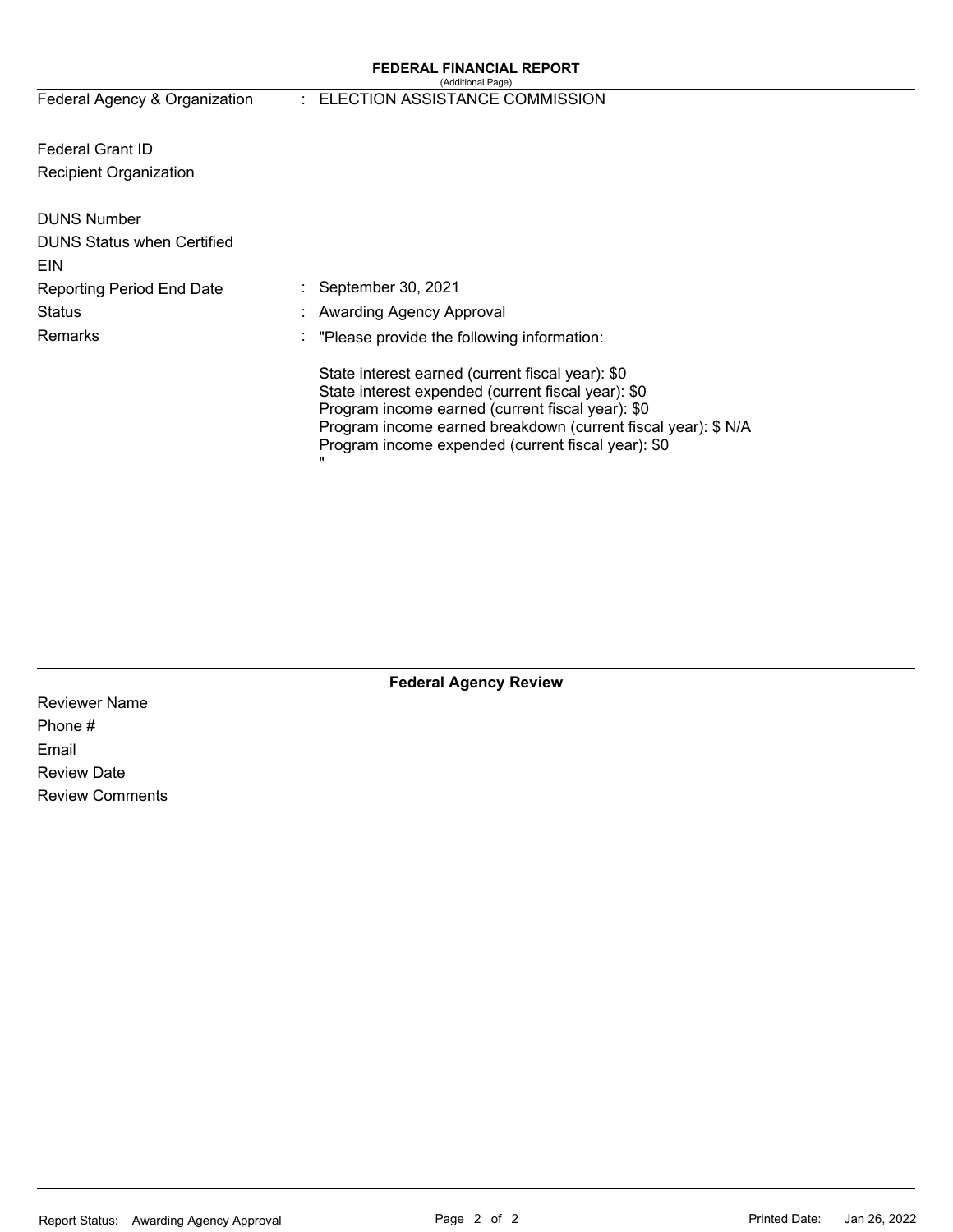## FEDERAL FINANCIAL REPORT

(Additional Page)

| | | |
|---|---|---|
| Federal Agency & Organization | : | ELECTION ASSISTANCE COMMISSION |
| Federal Grant ID | | |
| Recipient Organization | | |
| DUNS Number | | |
| DUNS Status when Certified | | |
| EIN | | |
| Reporting Period End Date | : | September 30, 2021 |
| Status | : | Awarding Agency Approval |
| Remarks | : | "Please provide the following information: |

State interest earned (current fiscal year): $0
State interest expended (current fiscal year): $0
Program income earned (current fiscal year): $0
Program income earned breakdown (current fiscal year): $ N/A
Program income expended (current fiscal year): $0
"

### Federal Agency Review

Reviewer Name

Phone #

Email

Review Date

Review Comments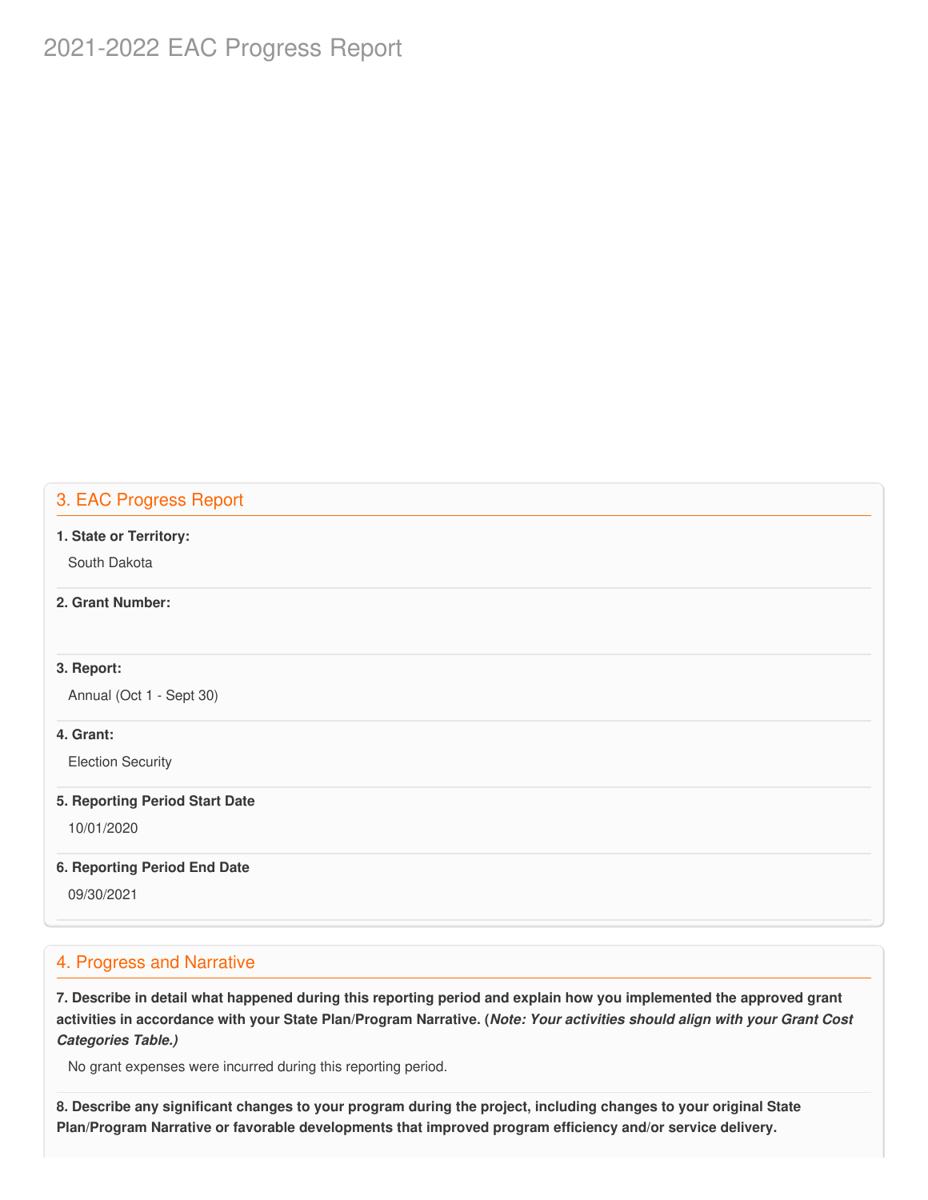## 3. EAC Progress Report

**1. State or Territory:**

South Dakota

**2. Grant Number:**

**3. Report:**

Annual (Oct 1 - Sept 30)

**4. Grant:**

Election Security

**5. Reporting Period Start Date**

10/01/2020

**6. Reporting Period End Date**

09/30/2021

## 4. Progress and Narrative

**7. Describe in detail what happened during this reporting period and explain how you implemented the approved grant activities in accordance with your State Plan/Program Narrative. (*Note: Your activities should align with your Grant Cost Categories Table.)***

No grant expenses were incurred during this reporting period.

**8. Describe any significant changes to your program during the project, including changes to your original State Plan/Program Narrative or favorable developments that improved program efficiency and/or service delivery.**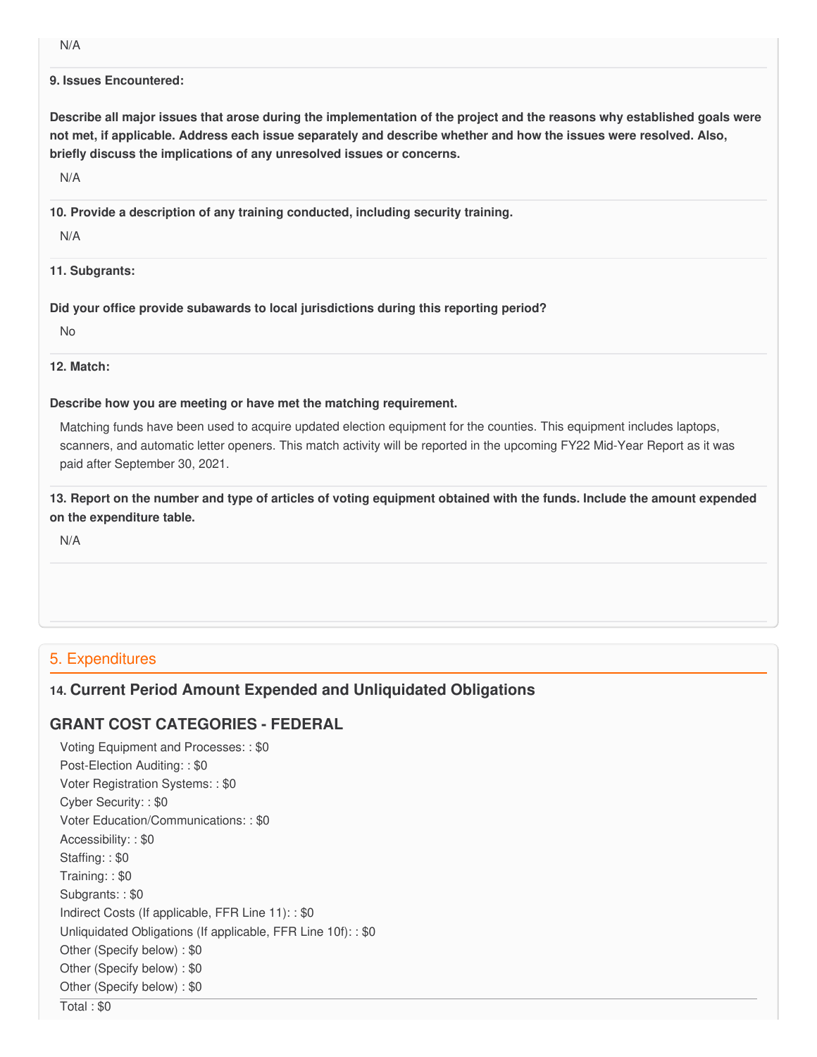N/A

**9. Issues Encountered:**

**Describe all major issues that arose during the implementation of the project and the reasons why established goals were not met, if applicable. Address each issue separately and describe whether and how the issues were resolved. Also, briefly discuss the implications of any unresolved issues or concerns.**

N/A

**10. Provide a description of any training conducted, including security training.**

N/A

**11. Subgrants:**

**Did your office provide subawards to local jurisdictions during this reporting period?**

No

**12. Match:**

**Describe how you are meeting or have met the matching requirement.**

Matching funds have been used to acquire updated election equipment for the counties. This equipment includes laptops, scanners, and automatic letter openers. This match activity will be reported in the upcoming FY22 Mid-Year Report as it was paid after September 30, 2021.

**13. Report on the number and type of articles of voting equipment obtained with the funds. Include the amount expended on the expenditure table.**

N/A

## 5. Expenditures

### 14. Current Period Amount Expended and Unliquidated Obligations

### GRANT COST CATEGORIES - FEDERAL

Voting Equipment and Processes: : $0
Post-Election Auditing: : $0
Voter Registration Systems: : $0
Cyber Security: : $0
Voter Education/Communications: : $0
Accessibility: : $0
Staffing: : $0
Training: : $0
Subgrants: : $0
Indirect Costs (If applicable, FFR Line 11): : $0
Unliquidated Obligations (If applicable, FFR Line 10f): : $0
Other (Specify below) : $0
Other (Specify below) : $0
Other (Specify below) : $0

Total : $0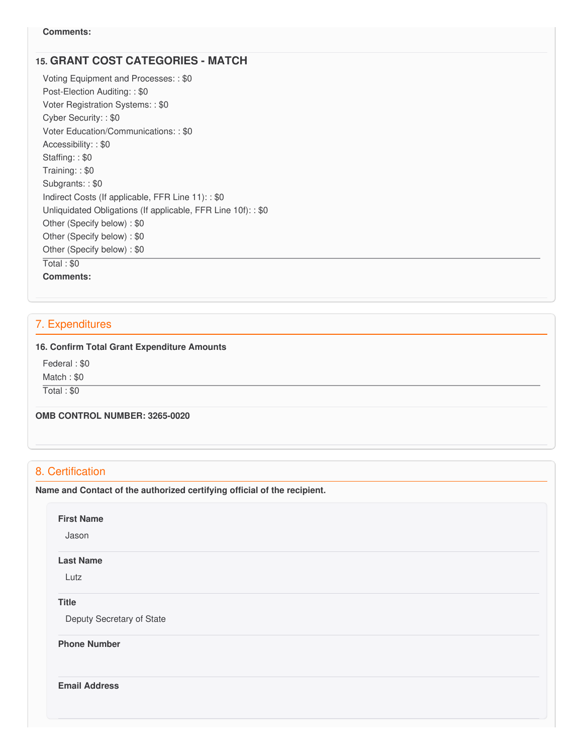**Comments:**

### 15. GRANT COST CATEGORIES - MATCH

Voting Equipment and Processes: : $0
Post-Election Auditing: : $0
Voter Registration Systems: : $0
Cyber Security: : $0
Voter Education/Communications: : $0
Accessibility: : $0
Staffing: : $0
Training: : $0
Subgrants: : $0
Indirect Costs (If applicable, FFR Line 11): : $0
Unliquidated Obligations (If applicable, FFR Line 10f): : $0
Other (Specify below) : $0
Other (Specify below) : $0
Other (Specify below) : $0

Total : $0

**Comments:**

## 7. Expenditures

**16. Confirm Total Grant Expenditure Amounts**

Federal : $0
Match : $0

Total : $0

**OMB CONTROL NUMBER: 3265-0020**

## 8. Certification

**Name and Contact of the authorized certifying official of the recipient.**

**First Name**

Jason

**Last Name**

Lutz

**Title**

Deputy Secretary of State

**Phone Number**

**Email Address**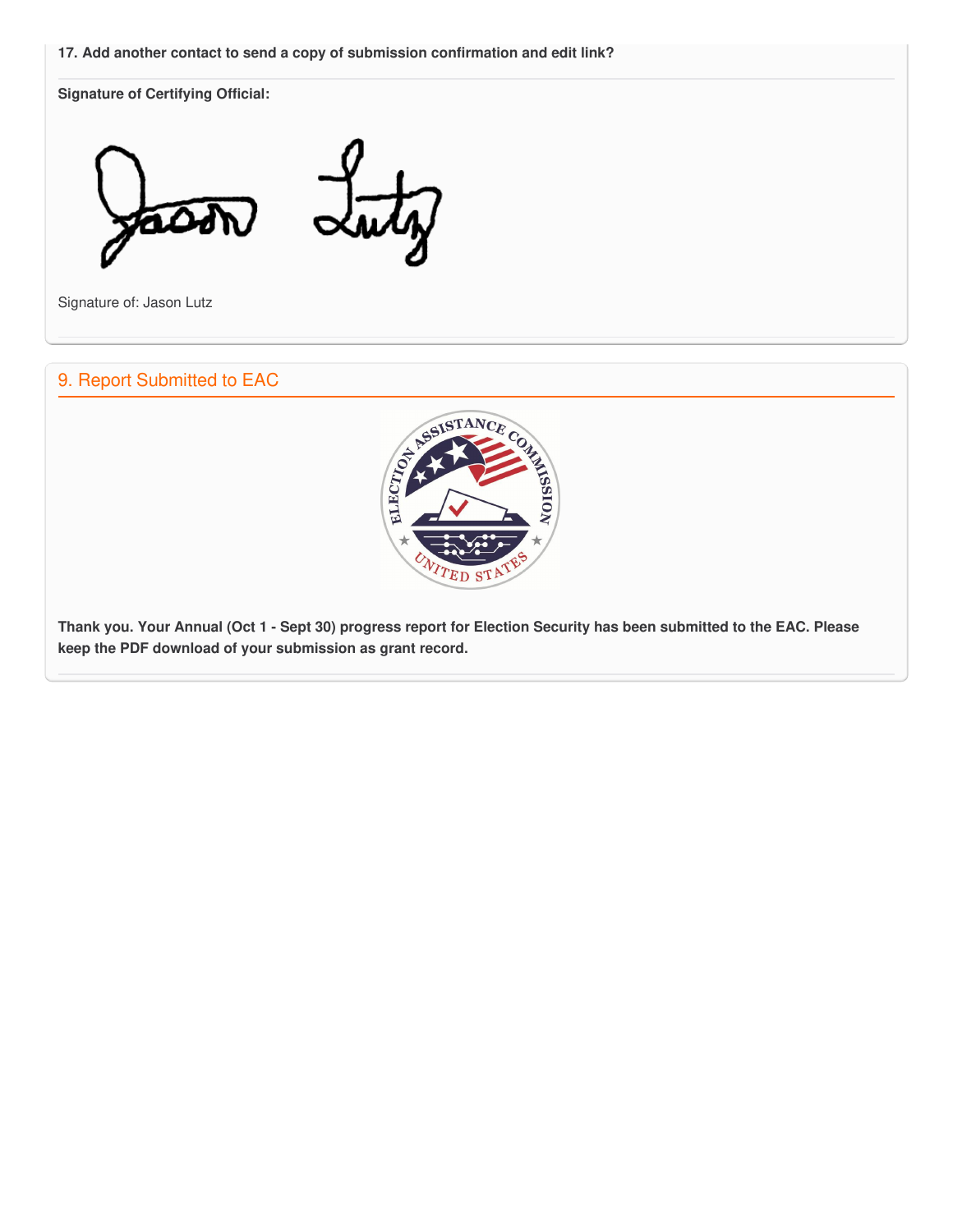**17. Add another contact to send a copy of submission confirmation and edit link?**

**Signature of Certifying Official:**

Signature of: Jason Lutz

## 9. Report Submitted to EAC

**Thank you. Your Annual (Oct 1 - Sept 30) progress report for Election Security has been submitted to the EAC. Please keep the PDF download of your submission as grant record.**